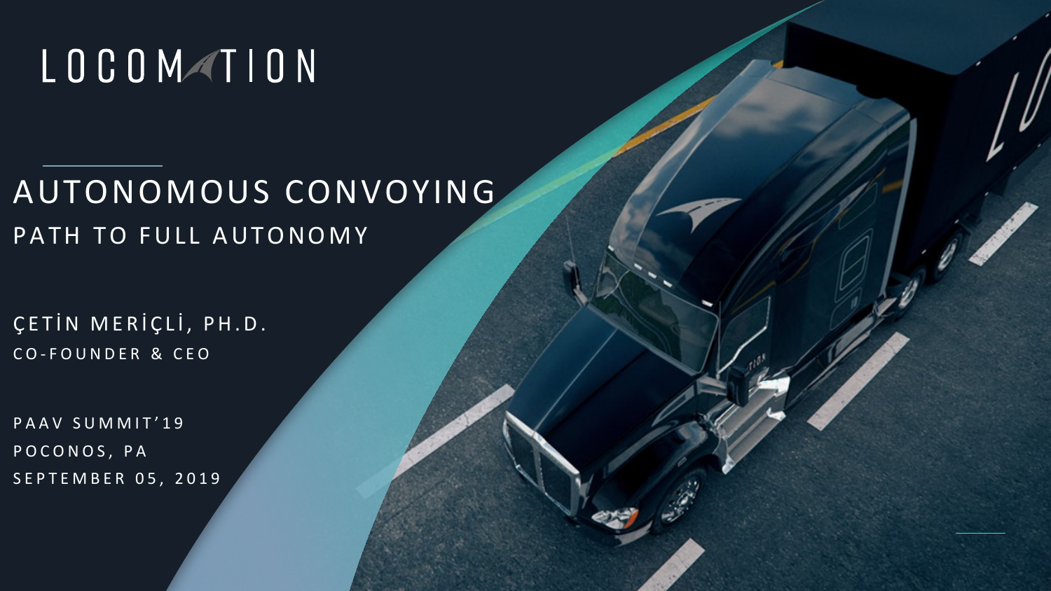LOCOMOTION

# AUTONOMOUS CONVOYING

## PATH TO FULL AUTONOMY

ÇETİN MERİÇLİ, PH.D.

CO-FOUNDER & CEO

PAAV SUMMIT'19

POCONOS, PA

SEPTEMBER 05, 2019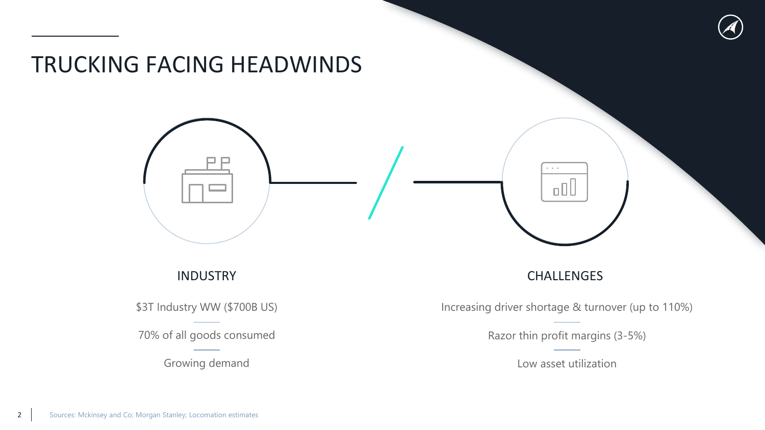# TRUCKING FACING HEADWINDS

## INDUSTRY

$3T Industry WW ($700B US)

70% of all goods consumed

Growing demand

## CHALLENGES

Increasing driver shortage & turnover (up to 110%)

Razor thin profit margins (3-5%)

Low asset utilization

Sources: Mckinsey and Co; Morgan Stanley; Locomation estimates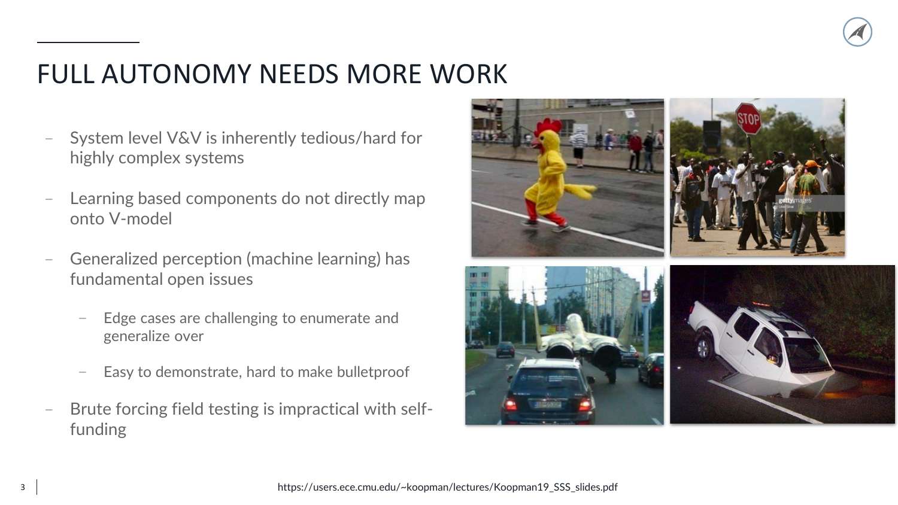# FULL AUTONOMY NEEDS MORE WORK

- System level V&V is inherently tedious/hard for highly complex systems
- Learning based components do not directly map onto V-model
- Generalized perception (machine learning) has fundamental open issues
  - Edge cases are challenging to enumerate and generalize over
  - Easy to demonstrate, hard to make bulletproof
- Brute forcing field testing is impractical with self-funding

https://users.ece.cmu.edu/~koopman/lectures/Koopman19_SSS_slides.pdf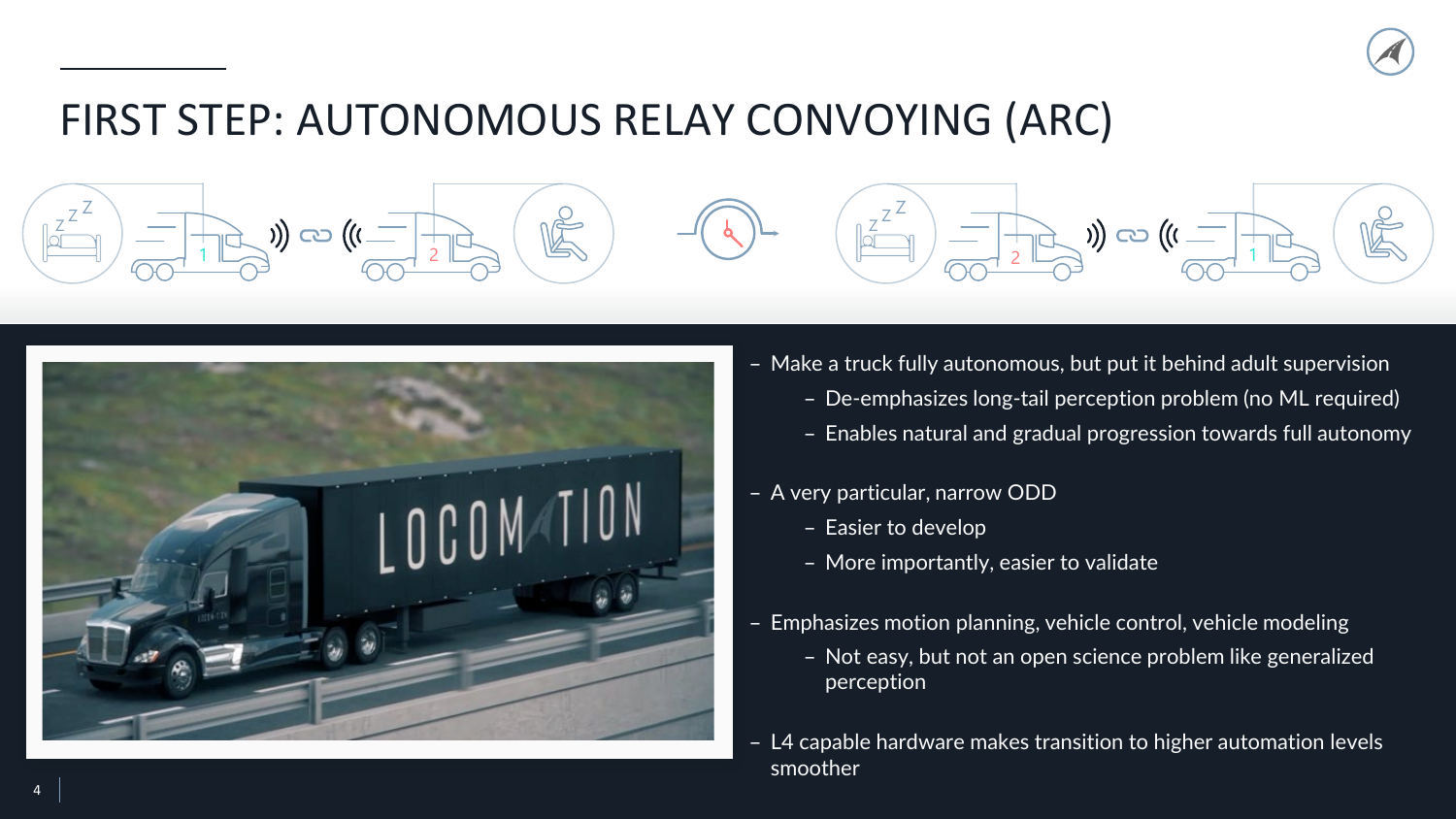# FIRST STEP: AUTONOMOUS RELAY CONVOYING (ARC)

- Make a truck fully autonomous, but put it behind adult supervision
  - De-emphasizes long-tail perception problem (no ML required)
  - Enables natural and gradual progression towards full autonomy
- A very particular, narrow ODD
  - Easier to develop
  - More importantly, easier to validate
- Emphasizes motion planning, vehicle control, vehicle modeling
  - Not easy, but not an open science problem like generalized perception
- L4 capable hardware makes transition to higher automation levels smoother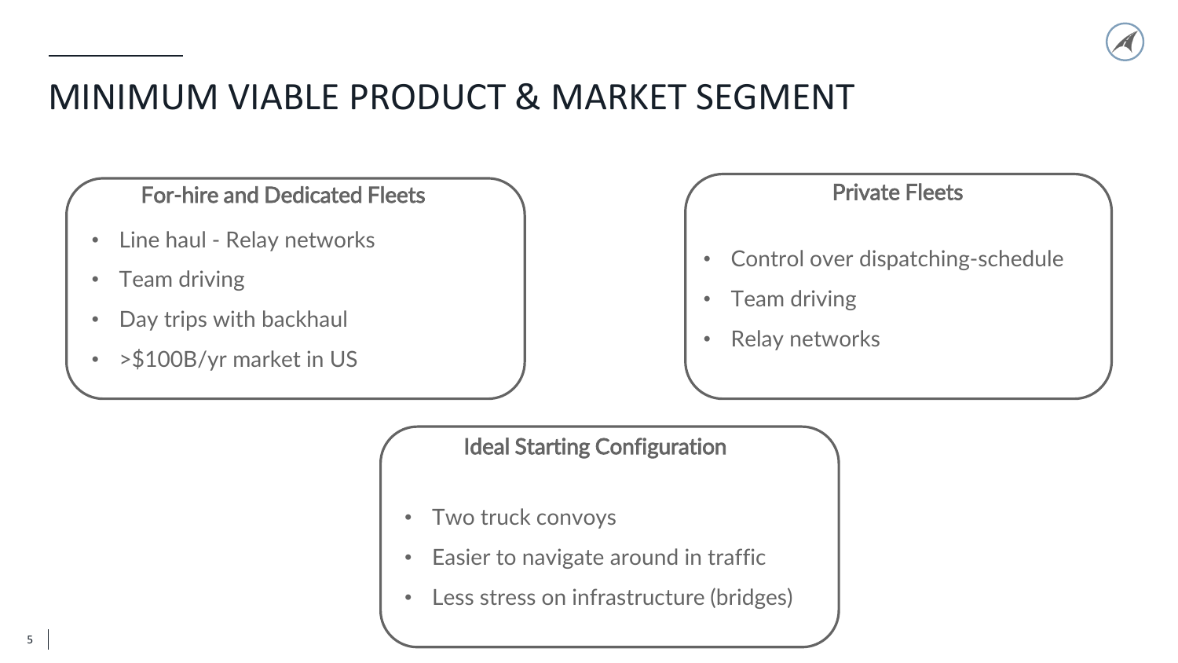# MINIMUM VIABLE PRODUCT & MARKET SEGMENT

### For-hire and Dedicated Fleets

- Line haul - Relay networks
- Team driving
- Day trips with backhaul
- >$100B/yr market in US

### Private Fleets

- Control over dispatching-schedule
- Team driving
- Relay networks

### Ideal Starting Configuration

- Two truck convoys
- Easier to navigate around in traffic
- Less stress on infrastructure (bridges)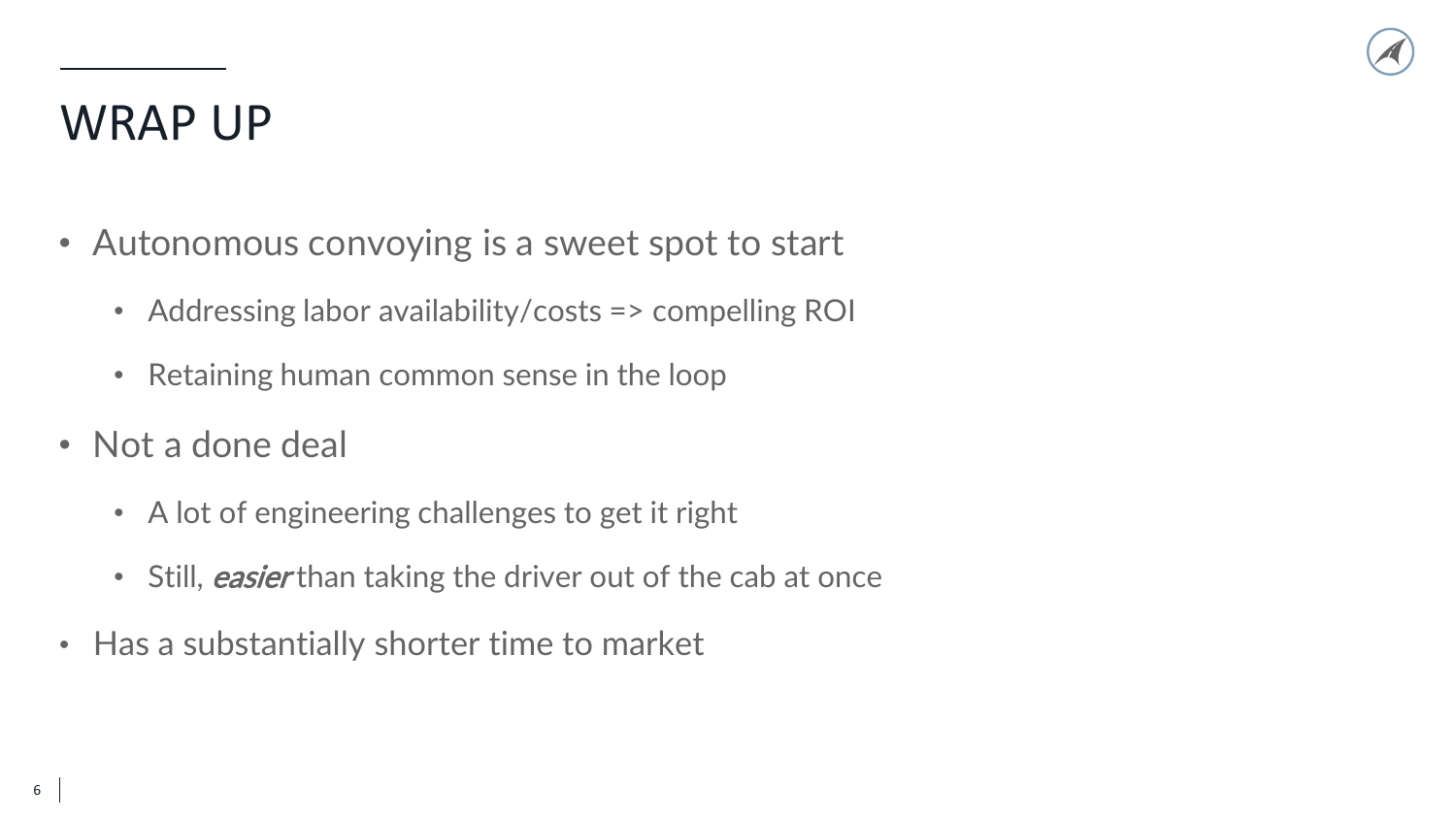# WRAP UP

- Autonomous convoying is a sweet spot to start
  - Addressing labor availability/costs => compelling ROI
  - Retaining human common sense in the loop
- Not a done deal
  - A lot of engineering challenges to get it right
  - Still, *easier* than taking the driver out of the cab at once
- Has a substantially shorter time to market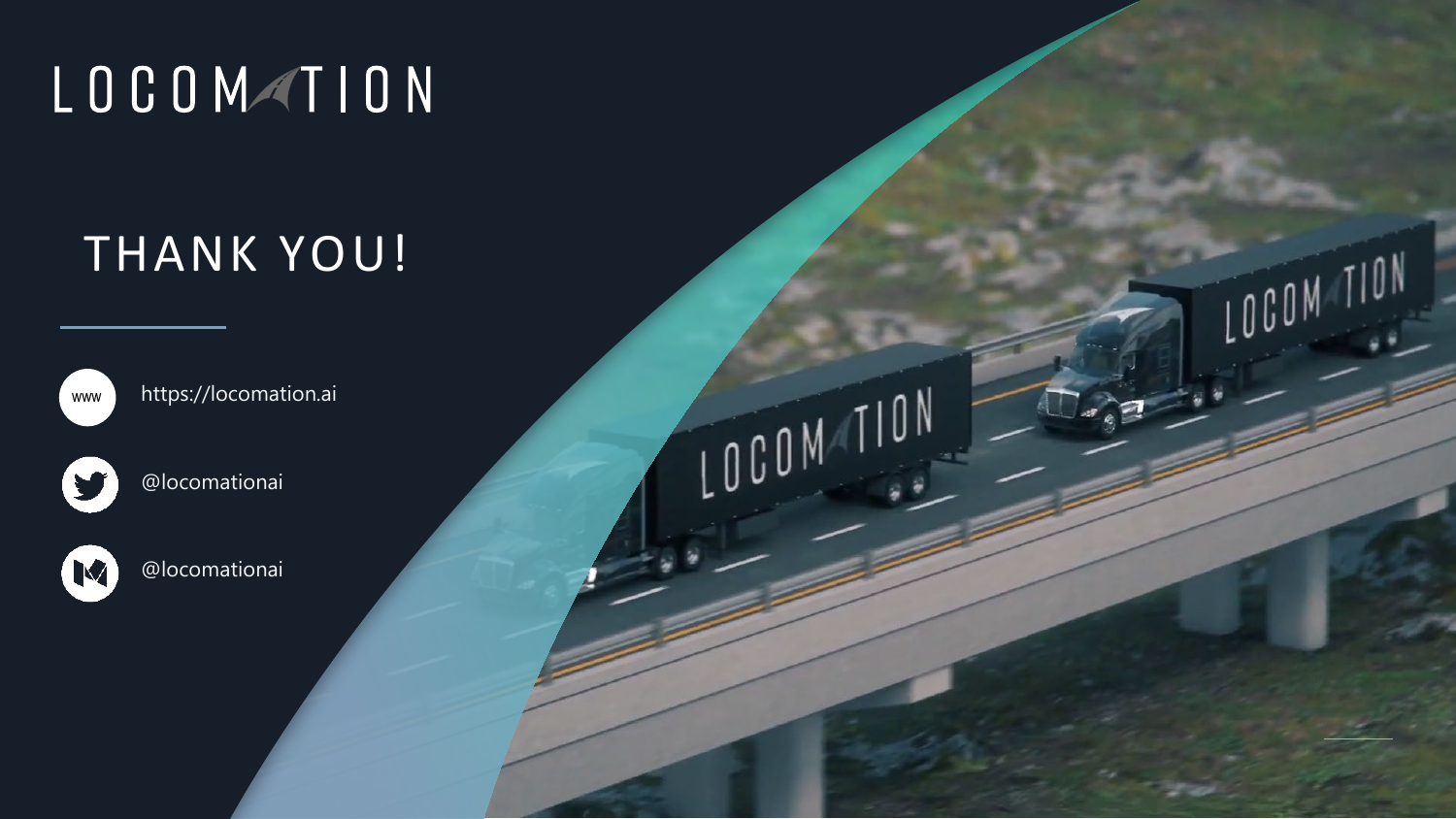LOCOMOTION

# THANK YOU!

https://locomation.ai

@locomationai

@locomationai